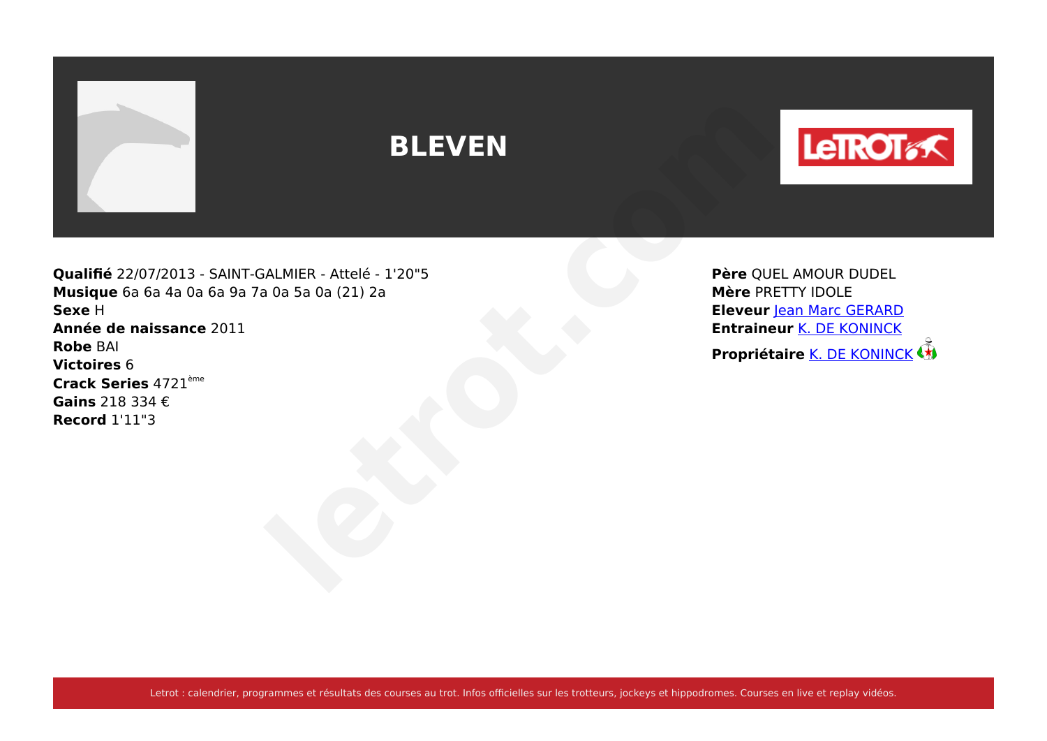# BLEVEN

**Qualifié** 22/07/2013 - SAINT-GALMIER - Attelé - 1'20"5
**Musique** 6a 6a 4a 0a 6a 9a 7a 0a 5a 0a (21) 2a
**Sexe** H
**Année de naissance** 2011
**Robe** BAI
**Victoires** 6
**Crack Series** 4721ème
**Gains** 218 334 €
**Record** 1'11"3

**Père** QUEL AMOUR DUDEL
**Mère** PRETTY IDOLE
**Eleveur** Jean Marc GERARD
**Entraineur** K. DE KONINCK
**Propriétaire** K. DE KONINCK

Letrot : calendrier, programmes et résultats des courses au trot. Infos officielles sur les trotteurs, jockeys et hippodromes. Courses en live et replay vidéos.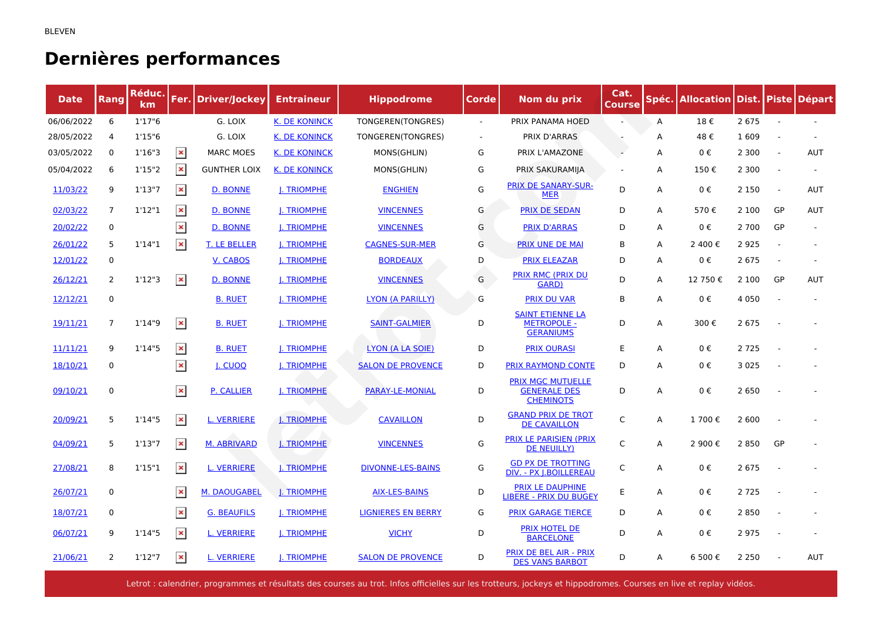BLEVEN

# Dernières performances

| Date | Rang | Réduc. km | Fer. | Driver/Jockey | Entraineur | Hippodrome | Corde | Nom du prix | Cat. Course | Spéc. | Allocation | Dist. | Piste | Départ |
|---|---|---|---|---|---|---|---|---|---|---|---|---|---|---|
| 06/06/2022 | 6 | 1'17"6 | | G. LOIX | K. DE KONINCK | TONGEREN(TONGRES) | - | PRIX PANAMA HOED | - | A | 18 € | 2 675 | - | - |
| 28/05/2022 | 4 | 1'15"6 | | G. LOIX | K. DE KONINCK | TONGEREN(TONGRES) | - | PRIX D'ARRAS | - | A | 48 € | 1 609 | - | - |
| 03/05/2022 | 0 | 1'16"3 | ✕ | MARC MOES | K. DE KONINCK | MONS(GHLIN) | G | PRIX L'AMAZONE | - | A | 0 € | 2 300 | - | AUT |
| 05/04/2022 | 6 | 1'15"2 | ✕ | GUNTHER LOIX | K. DE KONINCK | MONS(GHLIN) | G | PRIX SAKURAMIJA | - | A | 150 € | 2 300 | - | - |
| 11/03/22 | 9 | 1'13"7 | ✕ | D. BONNE | J. TRIOMPHE | ENGHIEN | G | PRIX DE SANARY-SUR-MER | D | A | 0 € | 2 150 | - | AUT |
| 02/03/22 | 7 | 1'12"1 | ✕ | D. BONNE | J. TRIOMPHE | VINCENNES | G | PRIX DE SEDAN | D | A | 570 € | 2 100 | GP | AUT |
| 20/02/22 | 0 | | ✕ | D. BONNE | J. TRIOMPHE | VINCENNES | G | PRIX D'ARRAS | D | A | 0 € | 2 700 | GP | - |
| 26/01/22 | 5 | 1'14"1 | ✕ | T. LE BELLER | J. TRIOMPHE | CAGNES-SUR-MER | G | PRIX UNE DE MAI | B | A | 2 400 € | 2 925 | - | - |
| 12/01/22 | 0 | | | V. CABOS | J. TRIOMPHE | BORDEAUX | D | PRIX ELEAZAR | D | A | 0 € | 2 675 | - | - |
| 26/12/21 | 2 | 1'12"3 | ✕ | D. BONNE | J. TRIOMPHE | VINCENNES | G | PRIX RMC (PRIX DU GARD) | D | A | 12 750 € | 2 100 | GP | AUT |
| 12/12/21 | 0 | | | B. RUET | J. TRIOMPHE | LYON (A PARILLY) | G | PRIX DU VAR | B | A | 0 € | 4 050 | - | - |
| 19/11/21 | 7 | 1'14"9 | ✕ | B. RUET | J. TRIOMPHE | SAINT-GALMIER | D | SAINT ETIENNE LA METROPOLE - GERANIUMS | D | A | 300 € | 2 675 | - | - |
| 11/11/21 | 9 | 1'14"5 | ✕ | B. RUET | J. TRIOMPHE | LYON (A LA SOIE) | D | PRIX OURASI | E | A | 0 € | 2 725 | - | - |
| 18/10/21 | 0 | | ✕ | J. CUOQ | J. TRIOMPHE | SALON DE PROVENCE | D | PRIX RAYMOND CONTE | D | A | 0 € | 3 025 | - | - |
| 09/10/21 | 0 | | ✕ | P. CALLIER | J. TRIOMPHE | PARAY-LE-MONIAL | D | PRIX MGC MUTUELLE GENERALE DES CHEMINOTS | D | A | 0 € | 2 650 | - | - |
| 20/09/21 | 5 | 1'14"5 | ✕ | L. VERRIERE | J. TRIOMPHE | CAVAILLON | D | GRAND PRIX DE TROT DE CAVAILLON | C | A | 1 700 € | 2 600 | - | - |
| 04/09/21 | 5 | 1'13"7 | ✕ | M. ABRIVARD | J. TRIOMPHE | VINCENNES | G | PRIX LE PARISIEN (PRIX DE NEUILLY) | C | A | 2 900 € | 2 850 | GP | - |
| 27/08/21 | 8 | 1'15"1 | ✕ | L. VERRIERE | J. TRIOMPHE | DIVONNE-LES-BAINS | G | GD PX DE TROTTING DIV. - PX J.BOILLEREAU | C | A | 0 € | 2 675 | - | - |
| 26/07/21 | 0 | | ✕ | M. DAOUGABEL | J. TRIOMPHE | AIX-LES-BAINS | D | PRIX LE DAUPHINE LIBERE - PRIX DU BUGEY | E | A | 0 € | 2 725 | - | - |
| 18/07/21 | 0 | | ✕ | G. BEAUFILS | J. TRIOMPHE | LIGNIERES EN BERRY | G | PRIX GARAGE TIERCE | D | A | 0 € | 2 850 | - | - |
| 06/07/21 | 9 | 1'14"5 | ✕ | L. VERRIERE | J. TRIOMPHE | VICHY | D | PRIX HOTEL DE BARCELONE | D | A | 0 € | 2 975 | - | - |
| 21/06/21 | 2 | 1'12"7 | ✕ | L. VERRIERE | J. TRIOMPHE | SALON DE PROVENCE | D | PRIX DE BEL AIR - PRIX DES VANS BARBOT | D | A | 6 500 € | 2 250 | - | AUT |

Letrot : calendrier, programmes et résultats des courses au trot. Infos officielles sur les trotteurs, jockeys et hippodromes. Courses en live et replay vidéos.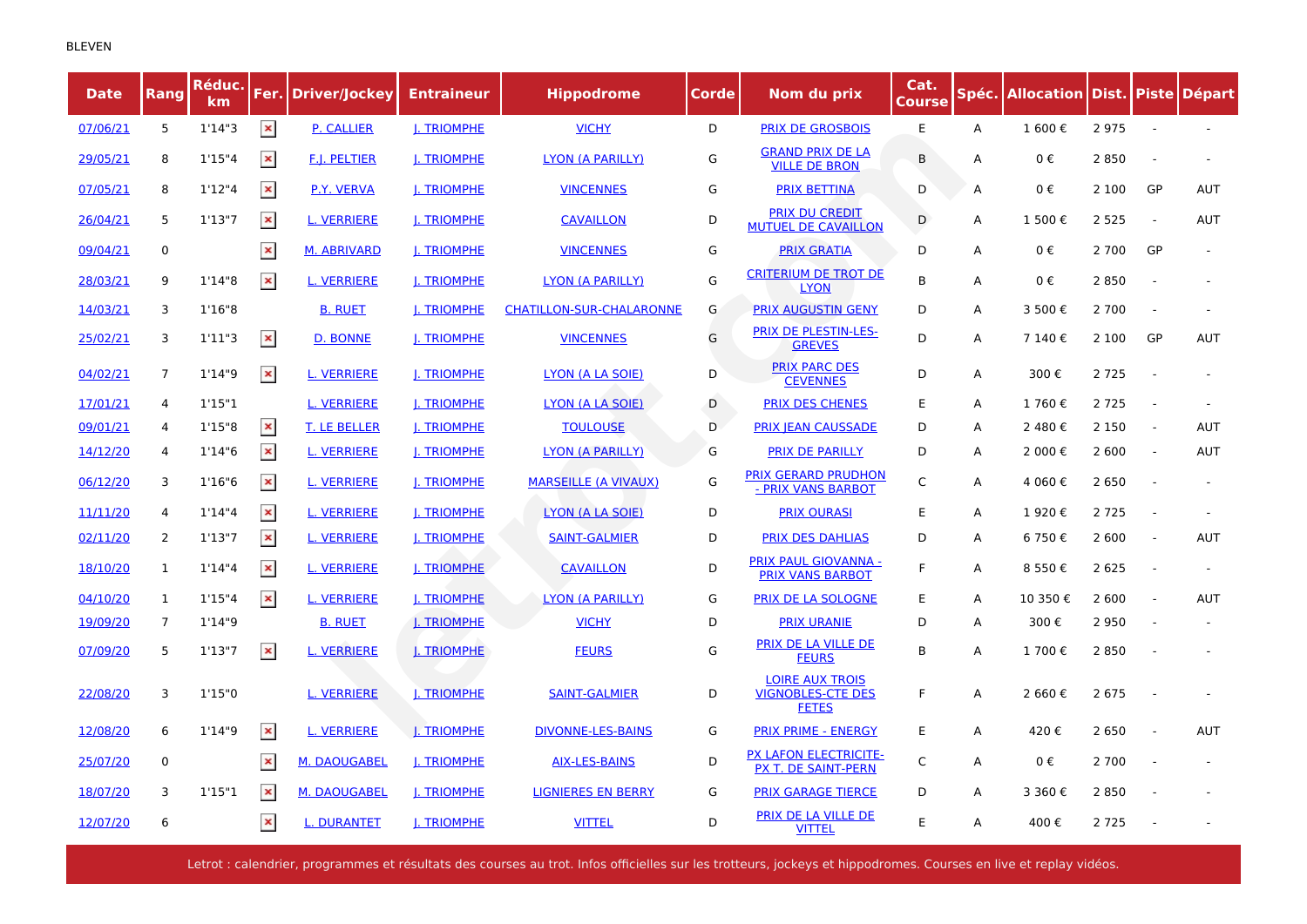BLEVEN

| Date | Rang | Réduc. km | Fer. | Driver/Jockey | Entraineur | Hippodrome | Corde | Nom du prix | Cat. Course | Spéc. | Allocation | Dist. | Piste | Départ |
|---|---|---|---|---|---|---|---|---|---|---|---|---|---|---|
| 07/06/21 | 5 | 1'14"3 | × | P. CALLIER | J. TRIOMPHE | VICHY | D | PRIX DE GROSBOIS | E | A | 1 600 € | 2 975 | - | - |
| 29/05/21 | 8 | 1'15"4 | × | F.J. PELTIER | J. TRIOMPHE | LYON (A PARILLY) | G | GRAND PRIX DE LA VILLE DE BRON | B | A | 0 € | 2 850 | - | - |
| 07/05/21 | 8 | 1'12"4 | × | P.Y. VERVA | J. TRIOMPHE | VINCENNES | G | PRIX BETTINA | D | A | 0 € | 2 100 | GP | AUT |
| 26/04/21 | 5 | 1'13"7 | × | L. VERRIERE | J. TRIOMPHE | CAVAILLON | D | PRIX DU CREDIT MUTUEL DE CAVAILLON | D | A | 1 500 € | 2 525 | - | AUT |
| 09/04/21 | 0 | | × | M. ABRIVARD | J. TRIOMPHE | VINCENNES | G | PRIX GRATIA | D | A | 0 € | 2 700 | GP | - |
| 28/03/21 | 9 | 1'14"8 | × | L. VERRIERE | J. TRIOMPHE | LYON (A PARILLY) | G | CRITERIUM DE TROT DE LYON | B | A | 0 € | 2 850 | - | - |
| 14/03/21 | 3 | 1'16"8 | | B. RUET | J. TRIOMPHE | CHATILLON-SUR-CHALARONNE | G | PRIX AUGUSTIN GENY | D | A | 3 500 € | 2 700 | - | - |
| 25/02/21 | 3 | 1'11"3 | × | D. BONNE | J. TRIOMPHE | VINCENNES | G | PRIX DE PLESTIN-LES-GREVES | D | A | 7 140 € | 2 100 | GP | AUT |
| 04/02/21 | 7 | 1'14"9 | × | L. VERRIERE | J. TRIOMPHE | LYON (A LA SOIE) | D | PRIX PARC DES CEVENNES | D | A | 300 € | 2 725 | - | - |
| 17/01/21 | 4 | 1'15"1 | | L. VERRIERE | J. TRIOMPHE | LYON (A LA SOIE) | D | PRIX DES CHENES | E | A | 1 760 € | 2 725 | - | - |
| 09/01/21 | 4 | 1'15"8 | × | T. LE BELLER | J. TRIOMPHE | TOULOUSE | D | PRIX JEAN CAUSSADE | D | A | 2 480 € | 2 150 | - | AUT |
| 14/12/20 | 4 | 1'14"6 | × | L. VERRIERE | J. TRIOMPHE | LYON (A PARILLY) | G | PRIX DE PARILLY | D | A | 2 000 € | 2 600 | - | AUT |
| 06/12/20 | 3 | 1'16"6 | × | L. VERRIERE | J. TRIOMPHE | MARSEILLE (A VIVAUX) | G | PRIX GERARD PRUDHON - PRIX VANS BARBOT | C | A | 4 060 € | 2 650 | - | - |
| 11/11/20 | 4 | 1'14"4 | × | L. VERRIERE | J. TRIOMPHE | LYON (A LA SOIE) | D | PRIX OURASI | E | A | 1 920 € | 2 725 | - | - |
| 02/11/20 | 2 | 1'13"7 | × | L. VERRIERE | J. TRIOMPHE | SAINT-GALMIER | D | PRIX DES DAHLIAS | D | A | 6 750 € | 2 600 | - | AUT |
| 18/10/20 | 1 | 1'14"4 | × | L. VERRIERE | J. TRIOMPHE | CAVAILLON | D | PRIX PAUL GIOVANNA - PRIX VANS BARBOT | F | A | 8 550 € | 2 625 | - | - |
| 04/10/20 | 1 | 1'15"4 | × | L. VERRIERE | J. TRIOMPHE | LYON (A PARILLY) | G | PRIX DE LA SOLOGNE | E | A | 10 350 € | 2 600 | - | AUT |
| 19/09/20 | 7 | 1'14"9 | | B. RUET | J. TRIOMPHE | VICHY | D | PRIX URANIE | D | A | 300 € | 2 950 | - | - |
| 07/09/20 | 5 | 1'13"7 | × | L. VERRIERE | J. TRIOMPHE | FEURS | G | PRIX DE LA VILLE DE FEURS | B | A | 1 700 € | 2 850 | - | - |
| 22/08/20 | 3 | 1'15"0 | | L. VERRIERE | J. TRIOMPHE | SAINT-GALMIER | D | LOIRE AUX TROIS VIGNOBLES-CTE DES FETES | F | A | 2 660 € | 2 675 | - | - |
| 12/08/20 | 6 | 1'14"9 | × | L. VERRIERE | J. TRIOMPHE | DIVONNE-LES-BAINS | G | PRIX PRIME - ENERGY | E | A | 420 € | 2 650 | - | AUT |
| 25/07/20 | 0 | | × | M. DAOUGABEL | J. TRIOMPHE | AIX-LES-BAINS | D | PX LAFON ELECTRICITE-PX T. DE SAINT-PERN | C | A | 0 € | 2 700 | - | - |
| 18/07/20 | 3 | 1'15"1 | × | M. DAOUGABEL | J. TRIOMPHE | LIGNIERES EN BERRY | G | PRIX GARAGE TIERCE | D | A | 3 360 € | 2 850 | - | - |
| 12/07/20 | 6 | | × | L. DURANTET | J. TRIOMPHE | VITTEL | D | PRIX DE LA VILLE DE VITTEL | E | A | 400 € | 2 725 | - | - |

Letrot : calendrier, programmes et résultats des courses au trot. Infos officielles sur les trotteurs, jockeys et hippodromes. Courses en live et replay vidéos.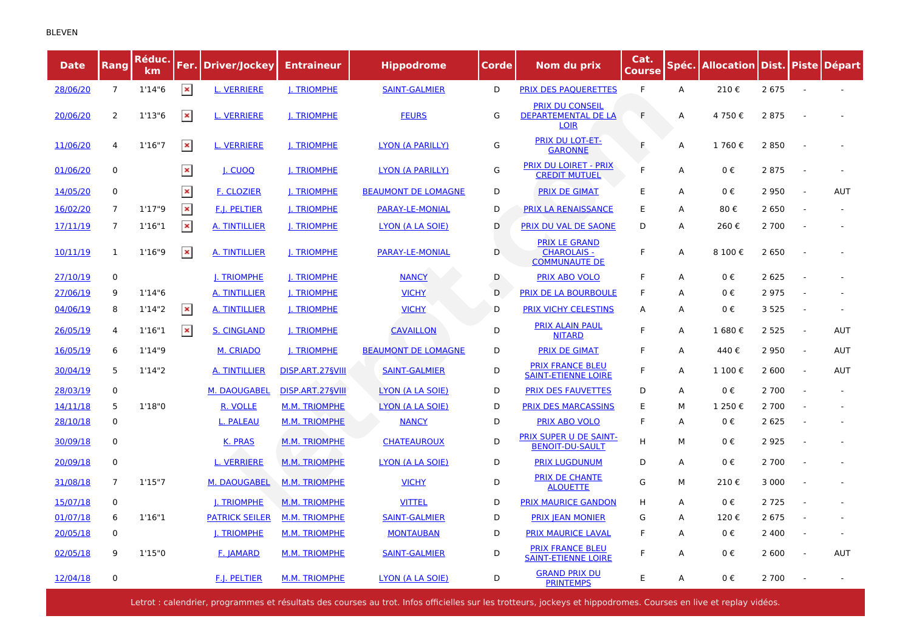BLEVEN

| Date | Rang | Réduc. km | Fer. | Driver/Jockey | Entraineur | Hippodrome | Corde | Nom du prix | Cat. Course | Spéc. | Allocation | Dist. | Piste | Départ |
|---|---|---|---|---|---|---|---|---|---|---|---|---|---|---|
| 28/06/20 | 7 | 1'14"6 | ✕ | L. VERRIERE | J. TRIOMPHE | SAINT-GALMIER | D | PRIX DES PAQUERETTES | F | A | 210 € | 2 675 | - | - |
| 20/06/20 | 2 | 1'13"6 | ✕ | L. VERRIERE | J. TRIOMPHE | FEURS | G | PRIX DU CONSEIL DEPARTEMENTAL DE LA LOIR | F | A | 4 750 € | 2 875 | - | - |
| 11/06/20 | 4 | 1'16"7 | ✕ | L. VERRIERE | J. TRIOMPHE | LYON (A PARILLY) | G | PRIX DU LOT-ET-GARONNE | F | A | 1 760 € | 2 850 | - | - |
| 01/06/20 | 0 | | ✕ | J. CUOQ | J. TRIOMPHE | LYON (A PARILLY) | G | PRIX DU LOIRET - PRIX CREDIT MUTUEL | F | A | 0 € | 2 875 | - | - |
| 14/05/20 | 0 | | ✕ | F. CLOZIER | J. TRIOMPHE | BEAUMONT DE LOMAGNE | D | PRIX DE GIMAT | E | A | 0 € | 2 950 | - | AUT |
| 16/02/20 | 7 | 1'17"9 | ✕ | F.J. PELTIER | J. TRIOMPHE | PARAY-LE-MONIAL | D | PRIX LA RENAISSANCE | E | A | 80 € | 2 650 | - | - |
| 17/11/19 | 7 | 1'16"1 | ✕ | A. TINTILLIER | J. TRIOMPHE | LYON (A LA SOIE) | D | PRIX DU VAL DE SAONE | D | A | 260 € | 2 700 | - | - |
| 10/11/19 | 1 | 1'16"9 | ✕ | A. TINTILLIER | J. TRIOMPHE | PARAY-LE-MONIAL | D | PRIX LE GRAND CHAROLAIS - COMMUNAUTE DE | F | A | 8 100 € | 2 650 | - | - |
| 27/10/19 | 0 | | | J. TRIOMPHE | J. TRIOMPHE | NANCY | D | PRIX ABO VOLO | F | A | 0 € | 2 625 | - | - |
| 27/06/19 | 9 | 1'14"6 | | A. TINTILLIER | J. TRIOMPHE | VICHY | D | PRIX DE LA BOURBOULE | F | A | 0 € | 2 975 | - | - |
| 04/06/19 | 8 | 1'14"2 | ✕ | A. TINTILLIER | J. TRIOMPHE | VICHY | D | PRIX VICHY CELESTINS | A | A | 0 € | 3 525 | - | - |
| 26/05/19 | 4 | 1'16"1 | ✕ | S. CINGLAND | J. TRIOMPHE | CAVAILLON | D | PRIX ALAIN PAUL NITARD | F | A | 1 680 € | 2 525 | - | AUT |
| 16/05/19 | 6 | 1'14"9 | | M. CRIADO | J. TRIOMPHE | BEAUMONT DE LOMAGNE | D | PRIX DE GIMAT | F | A | 440 € | 2 950 | - | AUT |
| 30/04/19 | 5 | 1'14"2 | | A. TINTILLIER | DISP.ART.27§VIII | SAINT-GALMIER | D | PRIX FRANCE BLEU SAINT-ETIENNE LOIRE | F | A | 1 100 € | 2 600 | - | AUT |
| 28/03/19 | 0 | | | M. DAOUGABEL | DISP.ART.27§VIII | LYON (A LA SOIE) | D | PRIX DES FAUVETTES | D | A | 0 € | 2 700 | - | - |
| 14/11/18 | 5 | 1'18"0 | | R. VOLLE | M.M. TRIOMPHE | LYON (A LA SOIE) | D | PRIX DES MARCASSINS | E | M | 1 250 € | 2 700 | - | - |
| 28/10/18 | 0 | | | L. PALEAU | M.M. TRIOMPHE | NANCY | D | PRIX ABO VOLO | F | A | 0 € | 2 625 | - | - |
| 30/09/18 | 0 | | | K. PRAS | M.M. TRIOMPHE | CHATEAUROUX | D | PRIX SUPER U DE SAINT-BENOIT-DU-SAULT | H | M | 0 € | 2 925 | - | - |
| 20/09/18 | 0 | | | L. VERRIERE | M.M. TRIOMPHE | LYON (A LA SOIE) | D | PRIX LUGDUNUM | D | A | 0 € | 2 700 | - | - |
| 31/08/18 | 7 | 1'15"7 | | M. DAOUGABEL | M.M. TRIOMPHE | VICHY | D | PRIX DE CHANTE ALOUETTE | G | M | 210 € | 3 000 | - | - |
| 15/07/18 | 0 | | | J. TRIOMPHE | M.M. TRIOMPHE | VITTEL | D | PRIX MAURICE GANDON | H | A | 0 € | 2 725 | - | - |
| 01/07/18 | 6 | 1'16"1 | | PATRICK SEILER | M.M. TRIOMPHE | SAINT-GALMIER | D | PRIX JEAN MONIER | G | A | 120 € | 2 675 | - | - |
| 20/05/18 | 0 | | | J. TRIOMPHE | M.M. TRIOMPHE | MONTAUBAN | D | PRIX MAURICE LAVAL | F | A | 0 € | 2 400 | - | - |
| 02/05/18 | 9 | 1'15"0 | | F. JAMARD | M.M. TRIOMPHE | SAINT-GALMIER | D | PRIX FRANCE BLEU SAINT-ETIENNE LOIRE | F | A | 0 € | 2 600 | - | AUT |
| 12/04/18 | 0 | | | F.J. PELTIER | M.M. TRIOMPHE | LYON (A LA SOIE) | D | GRAND PRIX DU PRINTEMPS | E | A | 0 € | 2 700 | - | - |

Letrot : calendrier, programmes et résultats des courses au trot. Infos officielles sur les trotteurs, jockeys et hippodromes. Courses en live et replay vidéos.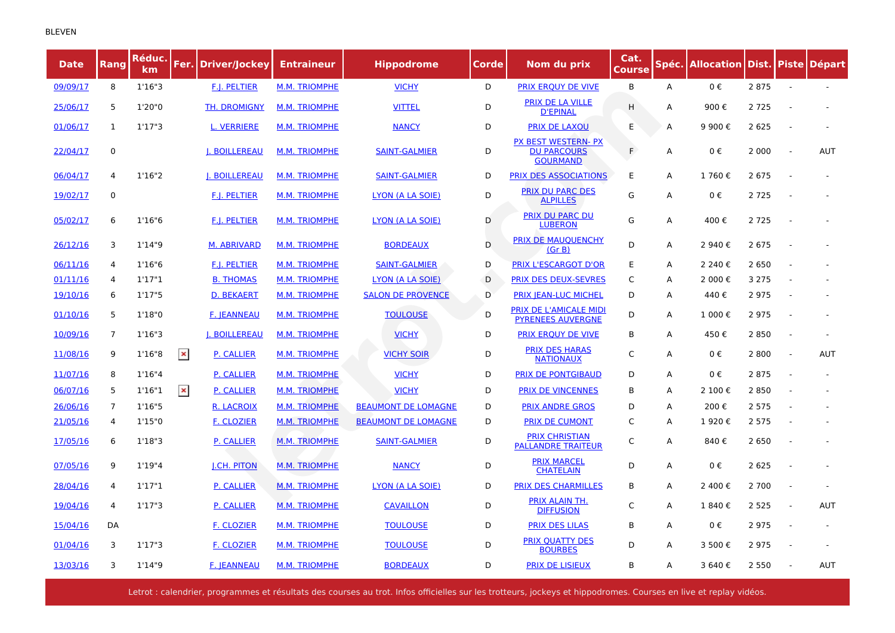BLEVEN

| Date | Rang | Réduc. km | Fer. | Driver/Jockey | Entraineur | Hippodrome | Corde | Nom du prix | Cat. Course | Spéc. | Allocation | Dist. | Piste | Départ |
|---|---|---|---|---|---|---|---|---|---|---|---|---|---|---|
| 09/09/17 | 8 | 1'16"3 | | F.J. PELTIER | M.M. TRIOMPHE | VICHY | D | PRIX ERQUY DE VIVE | B | A | 0 € | 2 875 | - | - |
| 25/06/17 | 5 | 1'20"0 | | TH. DROMIGNY | M.M. TRIOMPHE | VITTEL | D | PRIX DE LA VILLE D'EPINAL | H | A | 900 € | 2 725 | - | - |
| 01/06/17 | 1 | 1'17"3 | | L. VERRIERE | M.M. TRIOMPHE | NANCY | D | PRIX DE LAXOU | E | A | 9 900 € | 2 625 | - | - |
| 22/04/17 | 0 | | | J. BOILLEREAU | M.M. TRIOMPHE | SAINT-GALMIER | D | PX BEST WESTERN- PX DU PARCOURS GOURMAND | F | A | 0 € | 2 000 | - | AUT |
| 06/04/17 | 4 | 1'16"2 | | J. BOILLEREAU | M.M. TRIOMPHE | SAINT-GALMIER | D | PRIX DES ASSOCIATIONS | E | A | 1 760 € | 2 675 | - | - |
| 19/02/17 | 0 | | | F.J. PELTIER | M.M. TRIOMPHE | LYON (A LA SOIE) | D | PRIX DU PARC DES ALPILLES | G | A | 0 € | 2 725 | - | - |
| 05/02/17 | 6 | 1'16"6 | | F.J. PELTIER | M.M. TRIOMPHE | LYON (A LA SOIE) | D | PRIX DU PARC DU LUBERON | G | A | 400 € | 2 725 | - | - |
| 26/12/16 | 3 | 1'14"9 | | M. ABRIVARD | M.M. TRIOMPHE | BORDEAUX | D | PRIX DE MAUQUENCHY (Gr B) | D | A | 2 940 € | 2 675 | - | - |
| 06/11/16 | 4 | 1'16"6 | | F.J. PELTIER | M.M. TRIOMPHE | SAINT-GALMIER | D | PRIX L'ESCARGOT D'OR | E | A | 2 240 € | 2 650 | - | - |
| 01/11/16 | 4 | 1'17"1 | | B. THOMAS | M.M. TRIOMPHE | LYON (A LA SOIE) | D | PRIX DES DEUX-SEVRES | C | A | 2 000 € | 3 275 | - | - |
| 19/10/16 | 6 | 1'17"5 | | D. BEKAERT | M.M. TRIOMPHE | SALON DE PROVENCE | D | PRIX JEAN-LUC MICHEL | D | A | 440 € | 2 975 | - | - |
| 01/10/16 | 5 | 1'18"0 | | F. JEANNEAU | M.M. TRIOMPHE | TOULOUSE | D | PRIX DE L'AMICALE MIDI PYRENEES AUVERGNE | D | A | 1 000 € | 2 975 | - | - |
| 10/09/16 | 7 | 1'16"3 | | J. BOILLEREAU | M.M. TRIOMPHE | VICHY | D | PRIX ERQUY DE VIVE | B | A | 450 € | 2 850 | - | - |
| 11/08/16 | 9 | 1'16"8 | ✗ | P. CALLIER | M.M. TRIOMPHE | VICHY SOIR | D | PRIX DES HARAS NATIONAUX | C | A | 0 € | 2 800 | - | AUT |
| 11/07/16 | 8 | 1'16"4 | | P. CALLIER | M.M. TRIOMPHE | VICHY | D | PRIX DE PONTGIBAUD | D | A | 0 € | 2 875 | - | - |
| 06/07/16 | 5 | 1'16"1 | ✗ | P. CALLIER | M.M. TRIOMPHE | VICHY | D | PRIX DE VINCENNES | B | A | 2 100 € | 2 850 | - | - |
| 26/06/16 | 7 | 1'16"5 | | R. LACROIX | M.M. TRIOMPHE | BEAUMONT DE LOMAGNE | D | PRIX ANDRE GROS | D | A | 200 € | 2 575 | - | - |
| 21/05/16 | 4 | 1'15"0 | | F. CLOZIER | M.M. TRIOMPHE | BEAUMONT DE LOMAGNE | D | PRIX DE CUMONT | C | A | 1 920 € | 2 575 | - | - |
| 17/05/16 | 6 | 1'18"3 | | P. CALLIER | M.M. TRIOMPHE | SAINT-GALMIER | D | PRIX CHRISTIAN PALLANDRE TRAITEUR | C | A | 840 € | 2 650 | - | - |
| 07/05/16 | 9 | 1'19"4 | | J.CH. PITON | M.M. TRIOMPHE | NANCY | D | PRIX MARCEL CHATELAIN | D | A | 0 € | 2 625 | - | - |
| 28/04/16 | 4 | 1'17"1 | | P. CALLIER | M.M. TRIOMPHE | LYON (A LA SOIE) | D | PRIX DES CHARMILLES | B | A | 2 400 € | 2 700 | - | - |
| 19/04/16 | 4 | 1'17"3 | | P. CALLIER | M.M. TRIOMPHE | CAVAILLON | D | PRIX ALAIN TH. DIFFUSION | C | A | 1 840 € | 2 525 | - | AUT |
| 15/04/16 | DA | | | F. CLOZIER | M.M. TRIOMPHE | TOULOUSE | D | PRIX DES LILAS | B | A | 0 € | 2 975 | - | - |
| 01/04/16 | 3 | 1'17"3 | | F. CLOZIER | M.M. TRIOMPHE | TOULOUSE | D | PRIX QUATTY DES BOURBES | D | A | 3 500 € | 2 975 | - | - |
| 13/03/16 | 3 | 1'14"9 | | F. JEANNEAU | M.M. TRIOMPHE | BORDEAUX | D | PRIX DE LISIEUX | B | A | 3 640 € | 2 550 | - | AUT |

Letrot : calendrier, programmes et résultats des courses au trot. Infos officielles sur les trotteurs, jockeys et hippodromes. Courses en live et replay vidéos.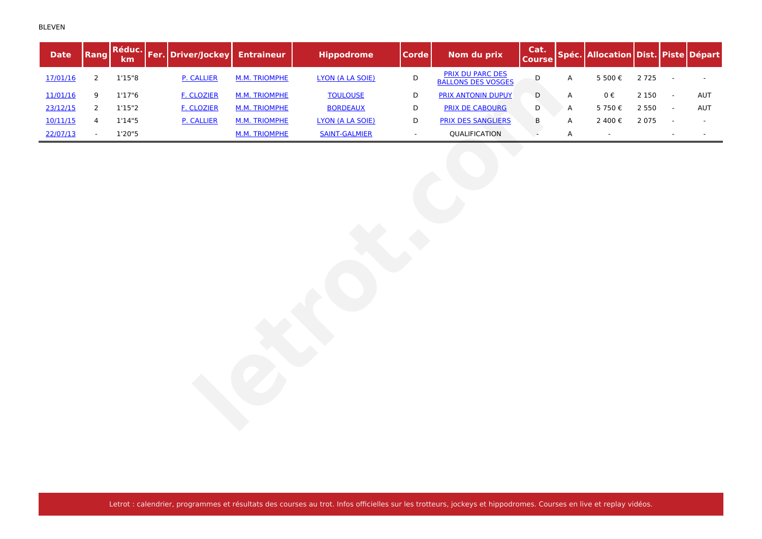BLEVEN

| Date | Rang | Réduc. km | Fer. | Driver/Jockey | Entraineur | Hippodrome | Corde | Nom du prix | Cat. Course | Spéc. | Allocation | Dist. | Piste | Départ |
|---|---|---|---|---|---|---|---|---|---|---|---|---|---|---|
| 17/01/16 | 2 | 1'15"8 | | P. CALLIER | M.M. TRIOMPHE | LYON (A LA SOIE) | D | PRIX DU PARC DES BALLONS DES VOSGES | D | A | 5 500 € | 2 725 | - | - |
| 11/01/16 | 9 | 1'17"6 | | F. CLOZIER | M.M. TRIOMPHE | TOULOUSE | D | PRIX ANTONIN DUPUY | D | A | 0 € | 2 150 | - | AUT |
| 23/12/15 | 2 | 1'15"2 | | F. CLOZIER | M.M. TRIOMPHE | BORDEAUX | D | PRIX DE CABOURG | D | A | 5 750 € | 2 550 | - | AUT |
| 10/11/15 | 4 | 1'14"5 | | P. CALLIER | M.M. TRIOMPHE | LYON (A LA SOIE) | D | PRIX DES SANGLIERS | B | A | 2 400 € | 2 075 | - | - |
| 22/07/13 | - | 1'20"5 | | | M.M. TRIOMPHE | SAINT-GALMIER | - | QUALIFICATION | - | A | - | | - | - |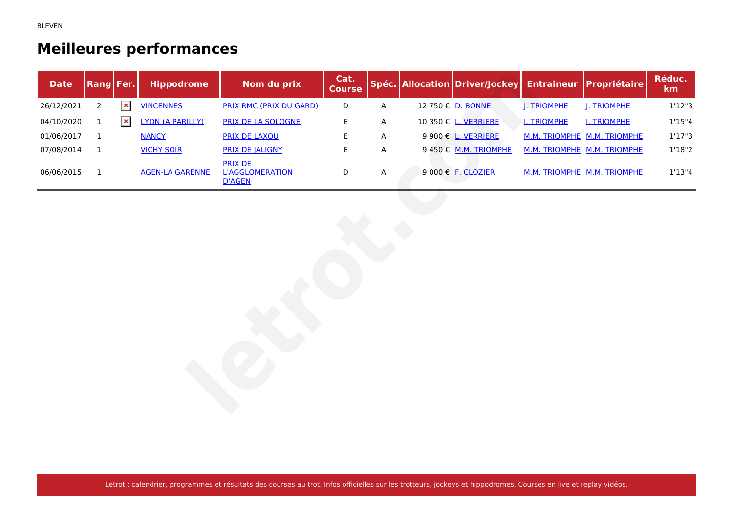BLEVEN

# Meilleures performances

| Date | Rang | Fer. | Hippodrome | Nom du prix | Cat. Course | Spéc. | Allocation | Driver/Jockey | Entraineur | Propriétaire | Réduc. km |
|---|---|---|---|---|---|---|---|---|---|---|---|
| 26/12/2021 | 2 | | VINCENNES | PRIX RMC (PRIX DU GARD) | D | A | 12 750 € | D. BONNE | J. TRIOMPHE | J. TRIOMPHE | 1'12"3 |
| 04/10/2020 | 1 | | LYON (A PARILLY) | PRIX DE LA SOLOGNE | E | A | 10 350 € | L. VERRIERE | J. TRIOMPHE | J. TRIOMPHE | 1'15"4 |
| 01/06/2017 | 1 | | NANCY | PRIX DE LAXOU | E | A | 9 900 € | L. VERRIERE | M.M. TRIOMPHE | M.M. TRIOMPHE | 1'17"3 |
| 07/08/2014 | 1 | | VICHY SOIR | PRIX DE JALIGNY | E | A | 9 450 € | M.M. TRIOMPHE | M.M. TRIOMPHE | M.M. TRIOMPHE | 1'18"2 |
| 06/06/2015 | 1 | | AGEN-LA GARENNE | PRIX DE L'AGGLOMERATION D'AGEN | D | A | 9 000 € | F. CLOZIER | M.M. TRIOMPHE | M.M. TRIOMPHE | 1'13"4 |

Letrot : calendrier, programmes et résultats des courses au trot. Infos officielles sur les trotteurs, jockeys et hippodromes. Courses en live et replay vidéos.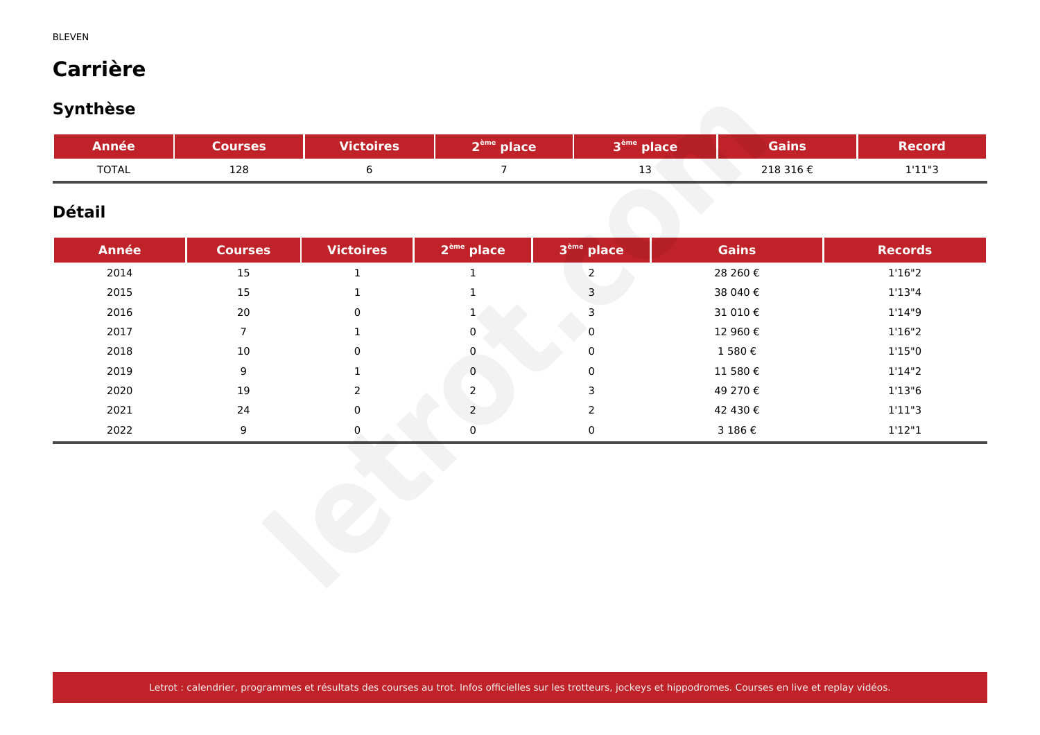# Carrière

## Synthèse

| Année | Courses | Victoires | 2ème place | 3ème place | Gains | Record |
|---|---|---|---|---|---|---|
| TOTAL | 128 | 6 | 7 | 13 | 218 316 € | 1'11"3 |

## Détail

| Année | Courses | Victoires | 2ème place | 3ème place | Gains | Records |
|---|---|---|---|---|---|---|
| 2014 | 15 | 1 | 1 | 2 | 28 260 € | 1'16"2 |
| 2015 | 15 | 1 | 1 | 3 | 38 040 € | 1'13"4 |
| 2016 | 20 | 0 | 1 | 3 | 31 010 € | 1'14"9 |
| 2017 | 7 | 1 | 0 | 0 | 12 960 € | 1'16"2 |
| 2018 | 10 | 0 | 0 | 0 | 1 580 € | 1'15"0 |
| 2019 | 9 | 1 | 0 | 0 | 11 580 € | 1'14"2 |
| 2020 | 19 | 2 | 2 | 3 | 49 270 € | 1'13"6 |
| 2021 | 24 | 0 | 2 | 2 | 42 430 € | 1'11"3 |
| 2022 | 9 | 0 | 0 | 0 | 3 186 € | 1'12"1 |